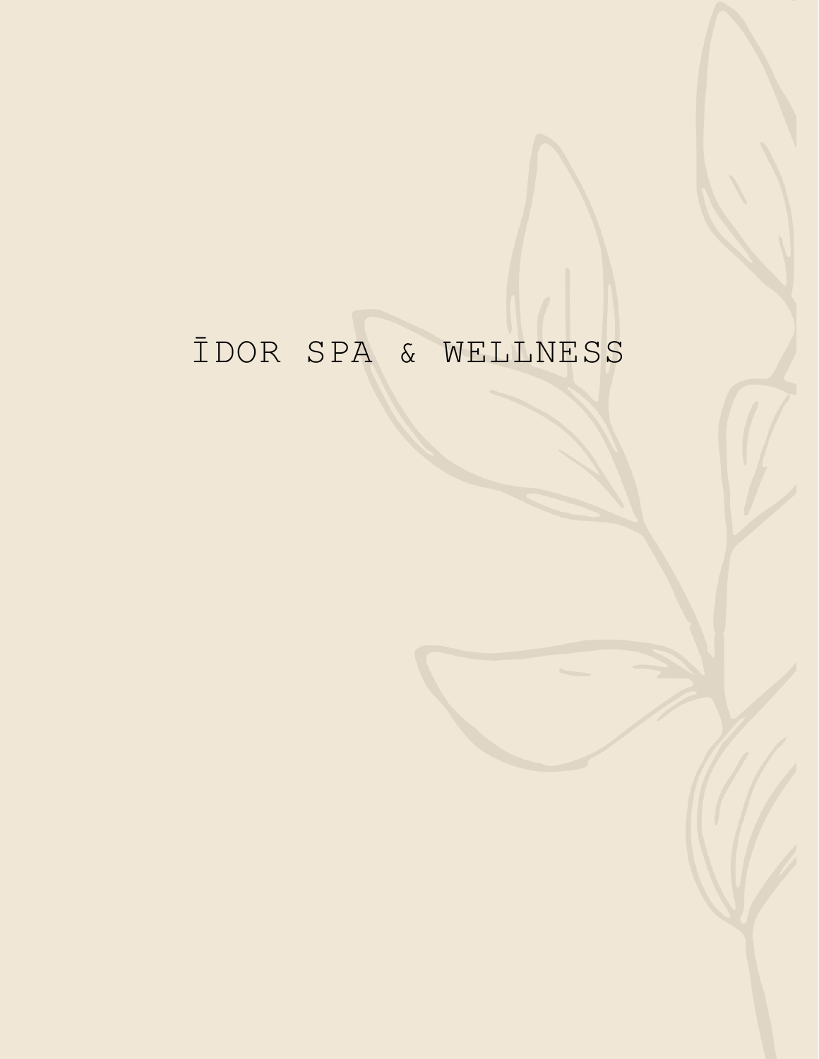# ĪDOR SPA & WELLNESS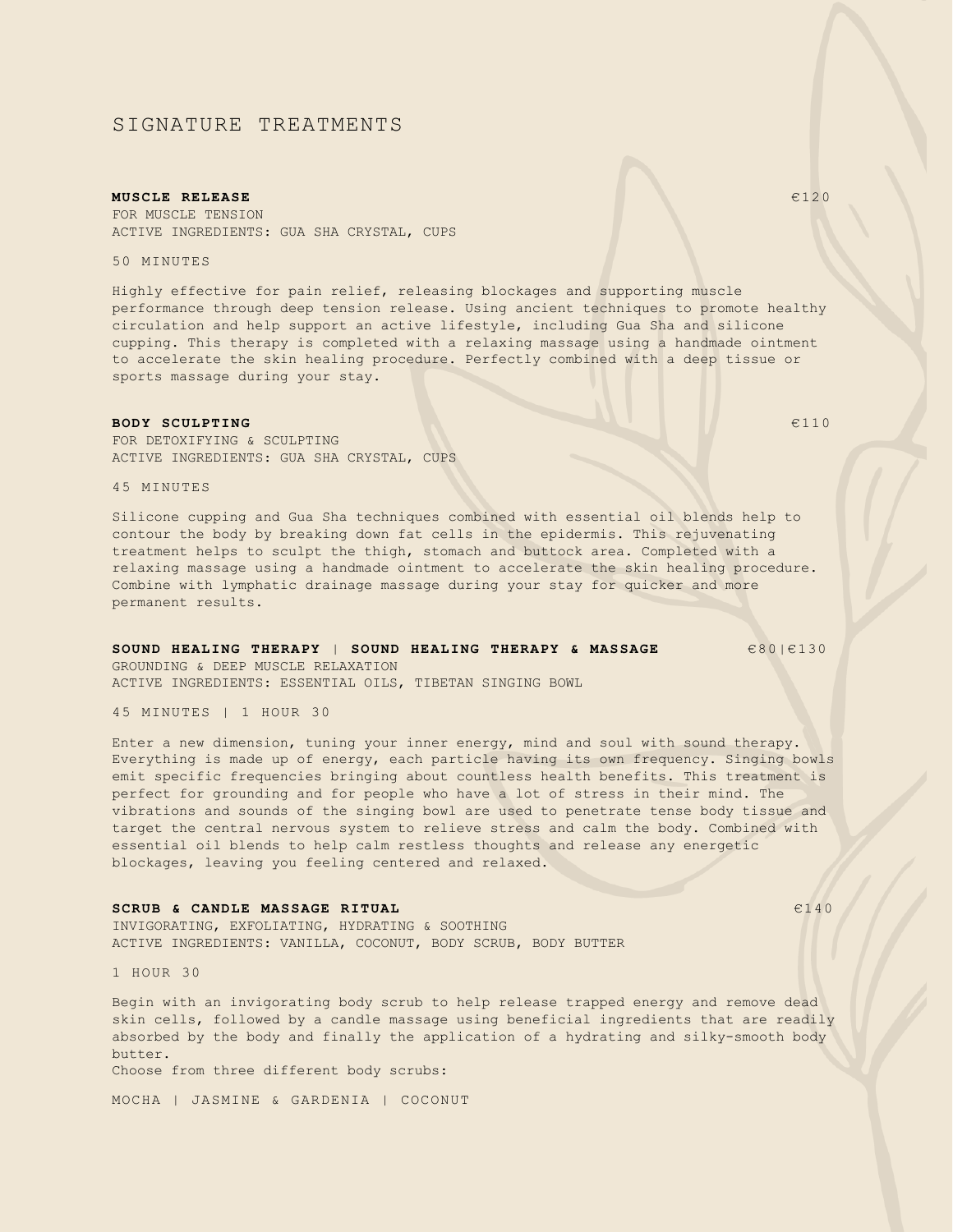# SIGNATURE TREATMENTS

### MUSCLE RELEASE — €120

FOR MUSCLE TENSION
ACTIVE INGREDIENTS: GUA SHA CRYSTAL, CUPS

50 MINUTES

Highly effective for pain relief, releasing blockages and supporting muscle performance through deep tension release. Using ancient techniques to promote healthy circulation and help support an active lifestyle, including Gua Sha and silicone cupping. This therapy is completed with a relaxing massage using a handmade ointment to accelerate the skin healing procedure. Perfectly combined with a deep tissue or sports massage during your stay.

### BODY SCULPTING — €110

FOR DETOXIFYING & SCULPTING
ACTIVE INGREDIENTS: GUA SHA CRYSTAL, CUPS

45 MINUTES

Silicone cupping and Gua Sha techniques combined with essential oil blends help to contour the body by breaking down fat cells in the epidermis. This rejuvenating treatment helps to sculpt the thigh, stomach and buttock area. Completed with a relaxing massage using a handmade ointment to accelerate the skin healing procedure. Combine with lymphatic drainage massage during your stay for quicker and more permanent results.

### SOUND HEALING THERAPY | SOUND HEALING THERAPY & MASSAGE — €80|€130

GROUNDING & DEEP MUSCLE RELAXATION
ACTIVE INGREDIENTS: ESSENTIAL OILS, TIBETAN SINGING BOWL

45 MINUTES | 1 HOUR 30

Enter a new dimension, tuning your inner energy, mind and soul with sound therapy. Everything is made up of energy, each particle having its own frequency. Singing bowls emit specific frequencies bringing about countless health benefits. This treatment is perfect for grounding and for people who have a lot of stress in their mind. The vibrations and sounds of the singing bowl are used to penetrate tense body tissue and target the central nervous system to relieve stress and calm the body. Combined with essential oil blends to help calm restless thoughts and release any energetic blockages, leaving you feeling centered and relaxed.

### SCRUB & CANDLE MASSAGE RITUAL — €140

INVIGORATING, EXFOLIATING, HYDRATING & SOOTHING
ACTIVE INGREDIENTS: VANILLA, COCONUT, BODY SCRUB, BODY BUTTER

1 HOUR 30

Begin with an invigorating body scrub to help release trapped energy and remove dead skin cells, followed by a candle massage using beneficial ingredients that are readily absorbed by the body and finally the application of a hydrating and silky-smooth body butter.
Choose from three different body scrubs:

MOCHA | JASMINE & GARDENIA | COCONUT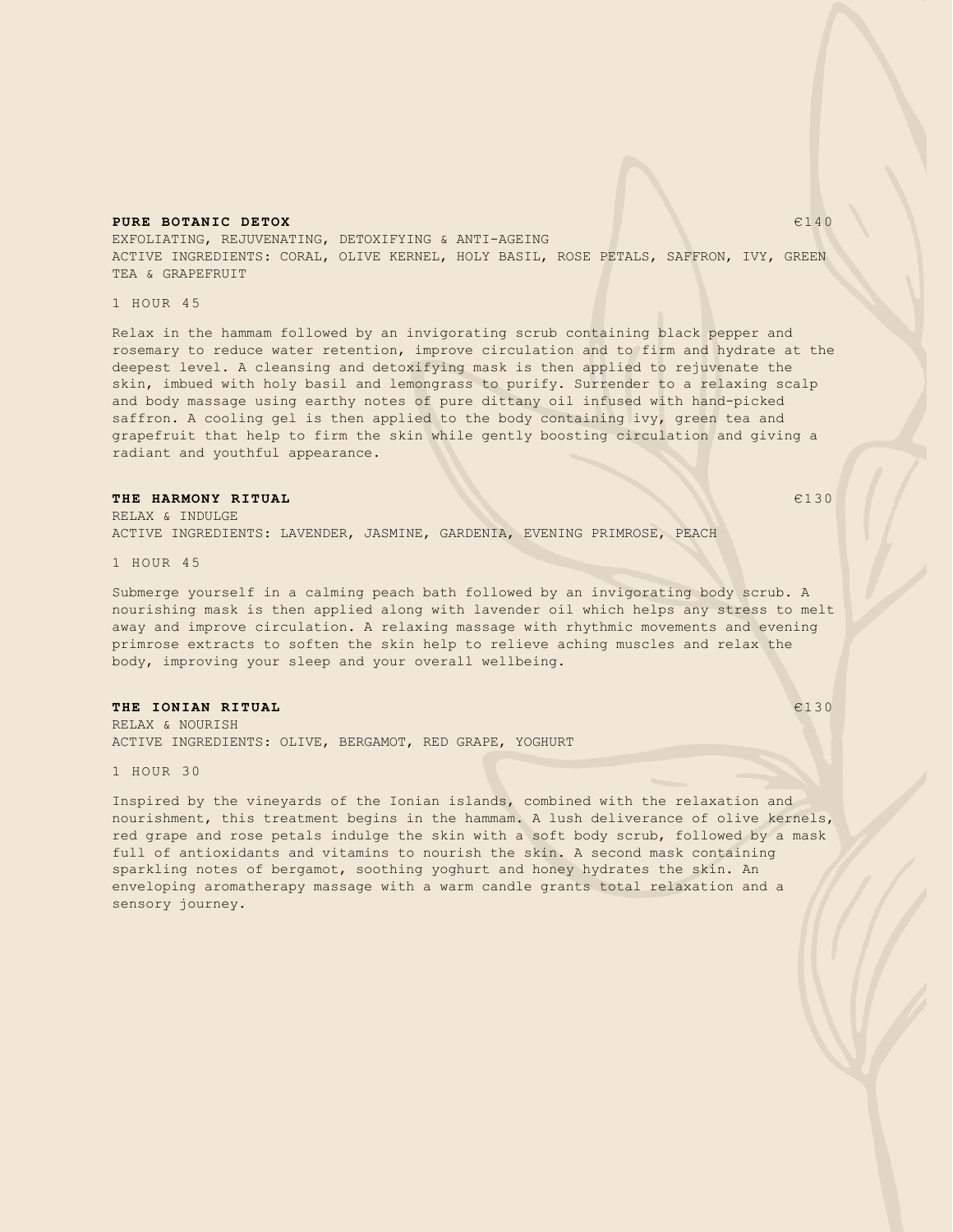### PURE BOTANIC DETOX — €140

EXFOLIATING, REJUVENATING, DETOXIFYING & ANTI-AGEING
ACTIVE INGREDIENTS: CORAL, OLIVE KERNEL, HOLY BASIL, ROSE PETALS, SAFFRON, IVY, GREEN TEA & GRAPEFRUIT

1 HOUR 45

Relax in the hammam followed by an invigorating scrub containing black pepper and rosemary to reduce water retention, improve circulation and to firm and hydrate at the deepest level. A cleansing and detoxifying mask is then applied to rejuvenate the skin, imbued with holy basil and lemongrass to purify. Surrender to a relaxing scalp and body massage using earthy notes of pure dittany oil infused with hand-picked saffron. A cooling gel is then applied to the body containing ivy, green tea and grapefruit that help to firm the skin while gently boosting circulation and giving a radiant and youthful appearance.

### THE HARMONY RITUAL — €130

RELAX & INDULGE
ACTIVE INGREDIENTS: LAVENDER, JASMINE, GARDENIA, EVENING PRIMROSE, PEACH

1 HOUR 45

Submerge yourself in a calming peach bath followed by an invigorating body scrub. A nourishing mask is then applied along with lavender oil which helps any stress to melt away and improve circulation. A relaxing massage with rhythmic movements and evening primrose extracts to soften the skin help to relieve aching muscles and relax the body, improving your sleep and your overall wellbeing.

### THE IONIAN RITUAL — €130

RELAX & NOURISH
ACTIVE INGREDIENTS: OLIVE, BERGAMOT, RED GRAPE, YOGHURT

1 HOUR 30

Inspired by the vineyards of the Ionian islands, combined with the relaxation and nourishment, this treatment begins in the hammam. A lush deliverance of olive kernels, red grape and rose petals indulge the skin with a soft body scrub, followed by a mask full of antioxidants and vitamins to nourish the skin. A second mask containing sparkling notes of bergamot, soothing yoghurt and honey hydrates the skin. An enveloping aromatherapy massage with a warm candle grants total relaxation and a sensory journey.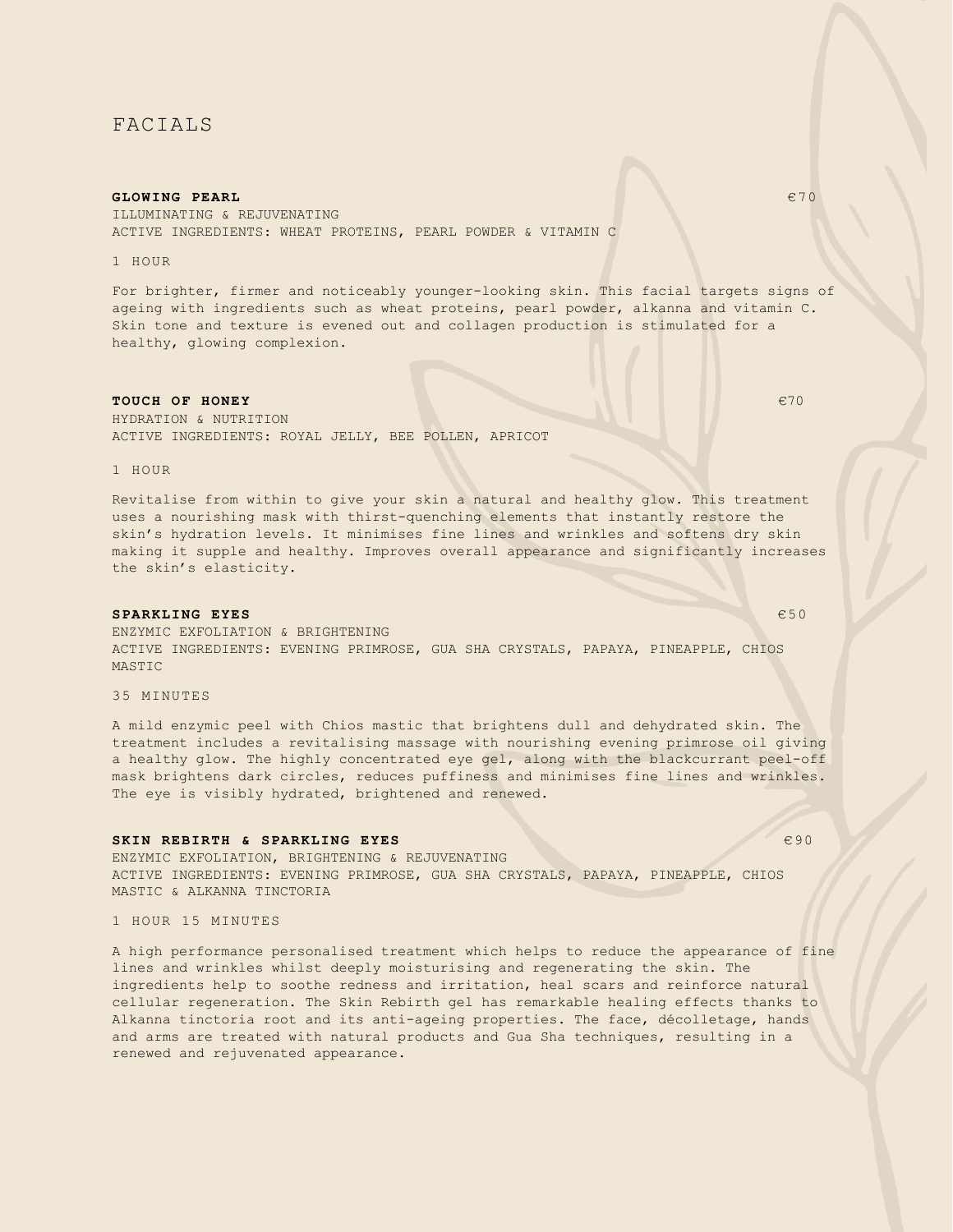# FACIALS

**GLOWING PEARL** €70

ILLUMINATING & REJUVENATING

ACTIVE INGREDIENTS: WHEAT PROTEINS, PEARL POWDER & VITAMIN C

1 HOUR

For brighter, firmer and noticeably younger-looking skin. This facial targets signs of ageing with ingredients such as wheat proteins, pearl powder, alkanna and vitamin C. Skin tone and texture is evened out and collagen production is stimulated for a healthy, glowing complexion.

**TOUCH OF HONEY** €70

HYDRATION & NUTRITION

ACTIVE INGREDIENTS: ROYAL JELLY, BEE POLLEN, APRICOT

1 HOUR

Revitalise from within to give your skin a natural and healthy glow. This treatment uses a nourishing mask with thirst-quenching elements that instantly restore the skin's hydration levels. It minimises fine lines and wrinkles and softens dry skin making it supple and healthy. Improves overall appearance and significantly increases the skin's elasticity.

**SPARKLING EYES** €50

ENZYMIC EXFOLIATION & BRIGHTENING

ACTIVE INGREDIENTS: EVENING PRIMROSE, GUA SHA CRYSTALS, PAPAYA, PINEAPPLE, CHIOS MASTIC

35 MINUTES

A mild enzymic peel with Chios mastic that brightens dull and dehydrated skin. The treatment includes a revitalising massage with nourishing evening primrose oil giving a healthy glow. The highly concentrated eye gel, along with the blackcurrant peel-off mask brightens dark circles, reduces puffiness and minimises fine lines and wrinkles. The eye is visibly hydrated, brightened and renewed.

**SKIN REBIRTH & SPARKLING EYES** €90

ENZYMIC EXFOLIATION, BRIGHTENING & REJUVENATING

ACTIVE INGREDIENTS: EVENING PRIMROSE, GUA SHA CRYSTALS, PAPAYA, PINEAPPLE, CHIOS MASTIC & ALKANNA TINCTORIA

1 HOUR 15 MINUTES

A high performance personalised treatment which helps to reduce the appearance of fine lines and wrinkles whilst deeply moisturising and regenerating the skin. The ingredients help to soothe redness and irritation, heal scars and reinforce natural cellular regeneration. The Skin Rebirth gel has remarkable healing effects thanks to Alkanna tinctoria root and its anti-ageing properties. The face, décolletage, hands and arms are treated with natural products and Gua Sha techniques, resulting in a renewed and rejuvenated appearance.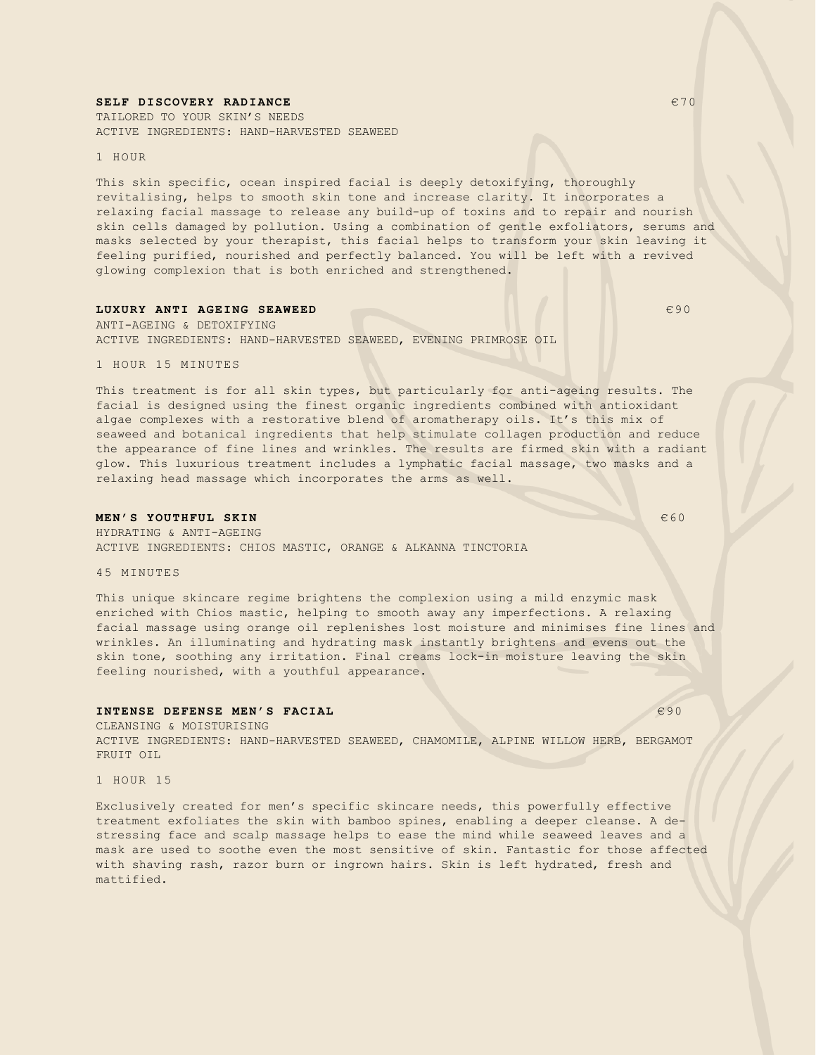### SELF DISCOVERY RADIANCE €70

TAILORED TO YOUR SKIN'S NEEDS
ACTIVE INGREDIENTS: HAND-HARVESTED SEAWEED

1 HOUR

This skin specific, ocean inspired facial is deeply detoxifying, thoroughly revitalising, helps to smooth skin tone and increase clarity. It incorporates a relaxing facial massage to release any build-up of toxins and to repair and nourish skin cells damaged by pollution. Using a combination of gentle exfoliators, serums and masks selected by your therapist, this facial helps to transform your skin leaving it feeling purified, nourished and perfectly balanced. You will be left with a revived glowing complexion that is both enriched and strengthened.

### LUXURY ANTI AGEING SEAWEED €90

ANTI-AGEING & DETOXIFYING
ACTIVE INGREDIENTS: HAND-HARVESTED SEAWEED, EVENING PRIMROSE OIL

1 HOUR 15 MINUTES

This treatment is for all skin types, but particularly for anti-ageing results. The facial is designed using the finest organic ingredients combined with antioxidant algae complexes with a restorative blend of aromatherapy oils. It's this mix of seaweed and botanical ingredients that help stimulate collagen production and reduce the appearance of fine lines and wrinkles. The results are firmed skin with a radiant glow. This luxurious treatment includes a lymphatic facial massage, two masks and a relaxing head massage which incorporates the arms as well.

### MEN'S YOUTHFUL SKIN €60

HYDRATING & ANTI-AGEING
ACTIVE INGREDIENTS: CHIOS MASTIC, ORANGE & ALKANNA TINCTORIA

45 MINUTES

This unique skincare regime brightens the complexion using a mild enzymic mask enriched with Chios mastic, helping to smooth away any imperfections. A relaxing facial massage using orange oil replenishes lost moisture and minimises fine lines and wrinkles. An illuminating and hydrating mask instantly brightens and evens out the skin tone, soothing any irritation. Final creams lock-in moisture leaving the skin feeling nourished, with a youthful appearance.

### INTENSE DEFENSE MEN'S FACIAL €90

CLEANSING & MOISTURISING
ACTIVE INGREDIENTS: HAND-HARVESTED SEAWEED, CHAMOMILE, ALPINE WILLOW HERB, BERGAMOT FRUIT OIL

1 HOUR 15

Exclusively created for men's specific skincare needs, this powerfully effective treatment exfoliates the skin with bamboo spines, enabling a deeper cleanse. A de-stressing face and scalp massage helps to ease the mind while seaweed leaves and a mask are used to soothe even the most sensitive of skin. Fantastic for those affected with shaving rash, razor burn or ingrown hairs. Skin is left hydrated, fresh and mattified.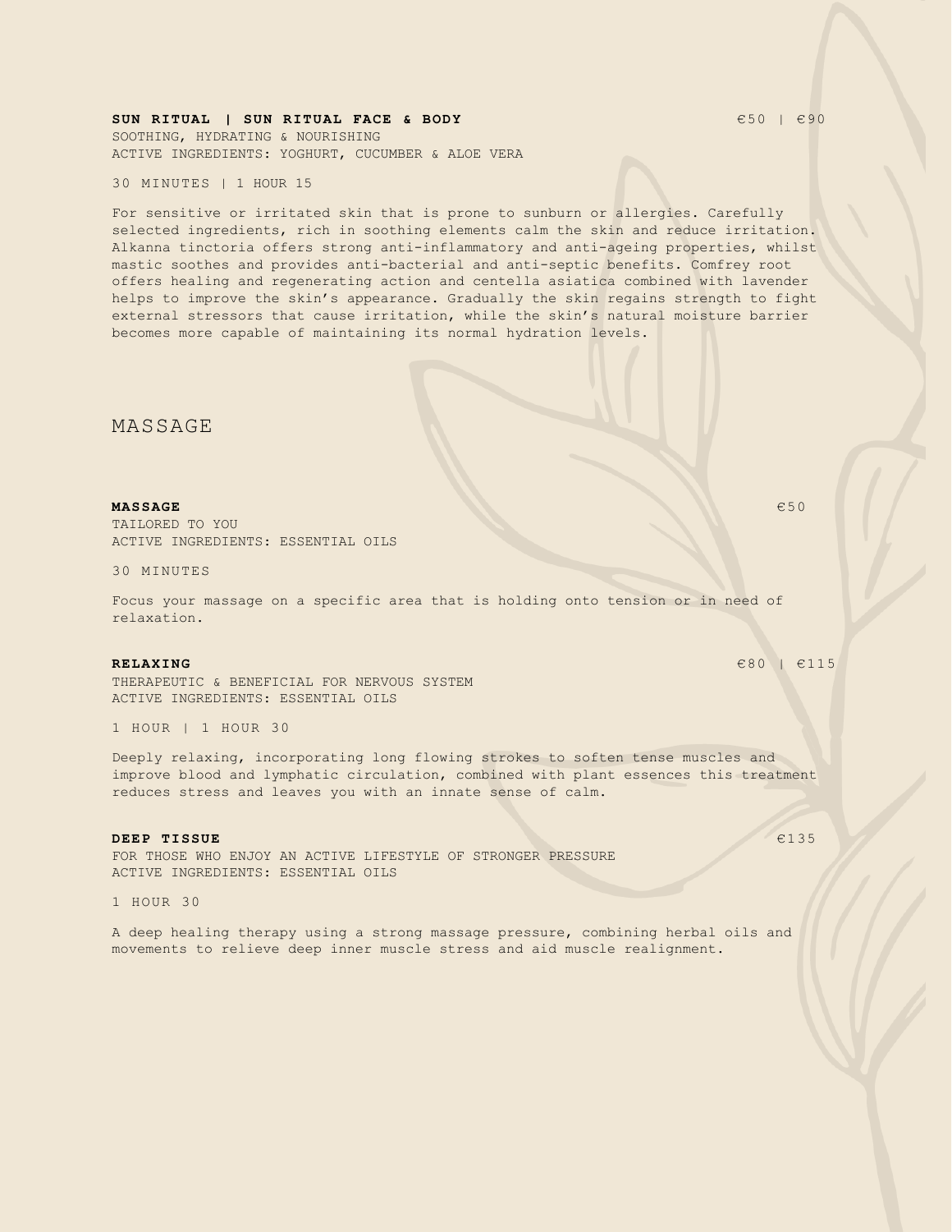**SUN RITUAL | SUN RITUAL FACE & BODY** €50 | €90

SOOTHING, HYDRATING & NOURISHING
ACTIVE INGREDIENTS: YOGHURT, CUCUMBER & ALOE VERA

30 MINUTES | 1 HOUR 15

For sensitive or irritated skin that is prone to sunburn or allergies. Carefully selected ingredients, rich in soothing elements calm the skin and reduce irritation. Alkanna tinctoria offers strong anti-inflammatory and anti-ageing properties, whilst mastic soothes and provides anti-bacterial and anti-septic benefits. Comfrey root offers healing and regenerating action and centella asiatica combined with lavender helps to improve the skin's appearance. Gradually the skin regains strength to fight external stressors that cause irritation, while the skin's natural moisture barrier becomes more capable of maintaining its normal hydration levels.

## MASSAGE

**MASSAGE** €50

TAILORED TO YOU
ACTIVE INGREDIENTS: ESSENTIAL OILS

30 MINUTES

Focus your massage on a specific area that is holding onto tension or in need of relaxation.

**RELAXING** €80 | €115

THERAPEUTIC & BENEFICIAL FOR NERVOUS SYSTEM
ACTIVE INGREDIENTS: ESSENTIAL OILS

1 HOUR | 1 HOUR 30

Deeply relaxing, incorporating long flowing strokes to soften tense muscles and improve blood and lymphatic circulation, combined with plant essences this treatment reduces stress and leaves you with an innate sense of calm.

**DEEP TISSUE** €135

FOR THOSE WHO ENJOY AN ACTIVE LIFESTYLE OF STRONGER PRESSURE
ACTIVE INGREDIENTS: ESSENTIAL OILS

1 HOUR 30

A deep healing therapy using a strong massage pressure, combining herbal oils and movements to relieve deep inner muscle stress and aid muscle realignment.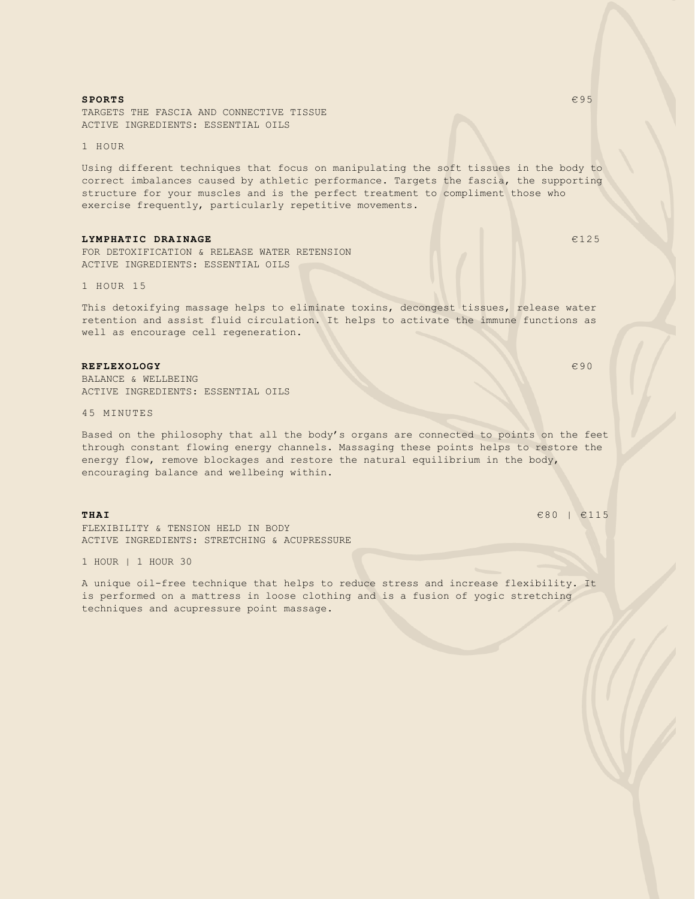**SPORTS** €95

TARGETS THE FASCIA AND CONNECTIVE TISSUE
ACTIVE INGREDIENTS: ESSENTIAL OILS

1 HOUR

Using different techniques that focus on manipulating the soft tissues in the body to correct imbalances caused by athletic performance. Targets the fascia, the supporting structure for your muscles and is the perfect treatment to compliment those who exercise frequently, particularly repetitive movements.

**LYMPHATIC DRAINAGE** €125

FOR DETOXIFICATION & RELEASE WATER RETENSION
ACTIVE INGREDIENTS: ESSENTIAL OILS

1 HOUR 15

This detoxifying massage helps to eliminate toxins, decongest tissues, release water retention and assist fluid circulation. It helps to activate the immune functions as well as encourage cell regeneration.

**REFLEXOLOGY** €90

BALANCE & WELLBEING
ACTIVE INGREDIENTS: ESSENTIAL OILS

45 MINUTES

Based on the philosophy that all the body's organs are connected to points on the feet through constant flowing energy channels. Massaging these points helps to restore the energy flow, remove blockages and restore the natural equilibrium in the body, encouraging balance and wellbeing within.

**THAI** €80 | €115

FLEXIBILITY & TENSION HELD IN BODY
ACTIVE INGREDIENTS: STRETCHING & ACUPRESSURE

1 HOUR | 1 HOUR 30

A unique oil-free technique that helps to reduce stress and increase flexibility. It is performed on a mattress in loose clothing and is a fusion of yogic stretching techniques and acupressure point massage.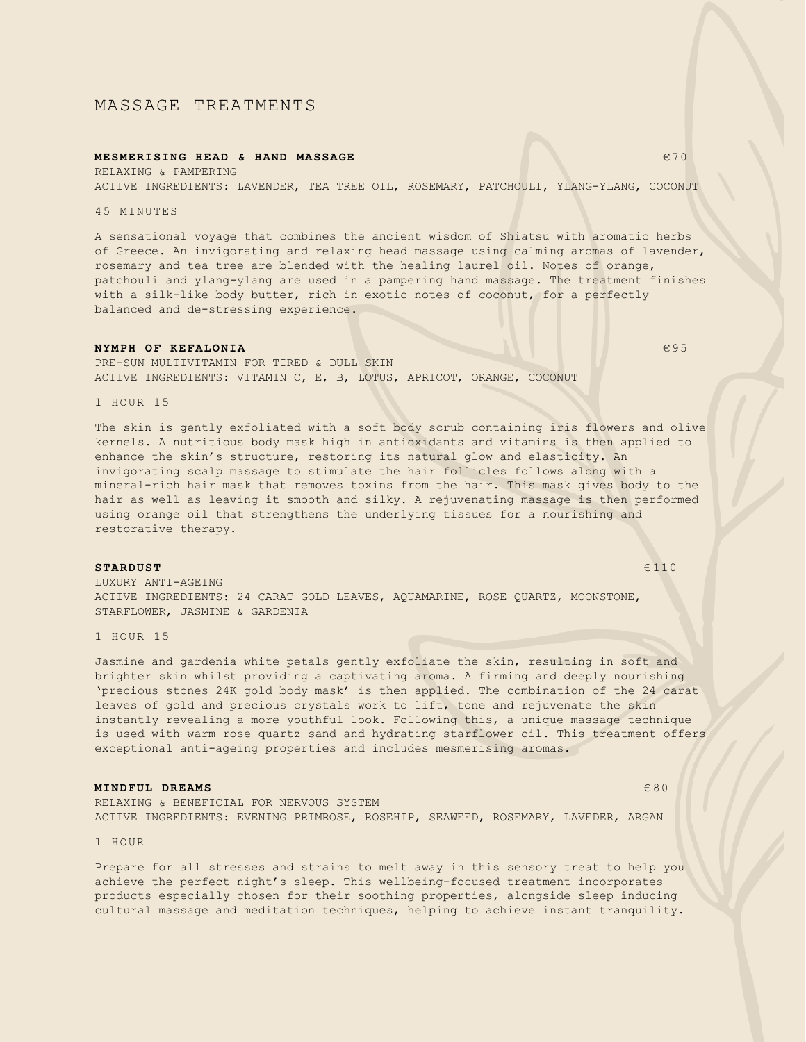# MASSAGE TREATMENTS

**MESMERISING HEAD & HAND MASSAGE** €70

RELAXING & PAMPERING
ACTIVE INGREDIENTS: LAVENDER, TEA TREE OIL, ROSEMARY, PATCHOULI, YLANG-YLANG, COCONUT

45 MINUTES

A sensational voyage that combines the ancient wisdom of Shiatsu with aromatic herbs of Greece. An invigorating and relaxing head massage using calming aromas of lavender, rosemary and tea tree are blended with the healing laurel oil. Notes of orange, patchouli and ylang-ylang are used in a pampering hand massage. The treatment finishes with a silk-like body butter, rich in exotic notes of coconut, for a perfectly balanced and de-stressing experience.

**NYMPH OF KEFALONIA** €95

PRE-SUN MULTIVITAMIN FOR TIRED & DULL SKIN
ACTIVE INGREDIENTS: VITAMIN C, E, B, LOTUS, APRICOT, ORANGE, COCONUT

1 HOUR 15

The skin is gently exfoliated with a soft body scrub containing iris flowers and olive kernels. A nutritious body mask high in antioxidants and vitamins is then applied to enhance the skin's structure, restoring its natural glow and elasticity. An invigorating scalp massage to stimulate the hair follicles follows along with a mineral-rich hair mask that removes toxins from the hair. This mask gives body to the hair as well as leaving it smooth and silky. A rejuvenating massage is then performed using orange oil that strengthens the underlying tissues for a nourishing and restorative therapy.

**STARDUST** €110

LUXURY ANTI-AGEING
ACTIVE INGREDIENTS: 24 CARAT GOLD LEAVES, AQUAMARINE, ROSE QUARTZ, MOONSTONE, STARFLOWER, JASMINE & GARDENIA

1 HOUR 15

Jasmine and gardenia white petals gently exfoliate the skin, resulting in soft and brighter skin whilst providing a captivating aroma. A firming and deeply nourishing 'precious stones 24K gold body mask' is then applied. The combination of the 24 carat leaves of gold and precious crystals work to lift, tone and rejuvenate the skin instantly revealing a more youthful look. Following this, a unique massage technique is used with warm rose quartz sand and hydrating starflower oil. This treatment offers exceptional anti-ageing properties and includes mesmerising aromas.

**MINDFUL DREAMS** €80

RELAXING & BENEFICIAL FOR NERVOUS SYSTEM
ACTIVE INGREDIENTS: EVENING PRIMROSE, ROSEHIP, SEAWEED, ROSEMARY, LAVEDER, ARGAN

1 HOUR

Prepare for all stresses and strains to melt away in this sensory treat to help you achieve the perfect night's sleep. This wellbeing-focused treatment incorporates products especially chosen for their soothing properties, alongside sleep inducing cultural massage and meditation techniques, helping to achieve instant tranquility.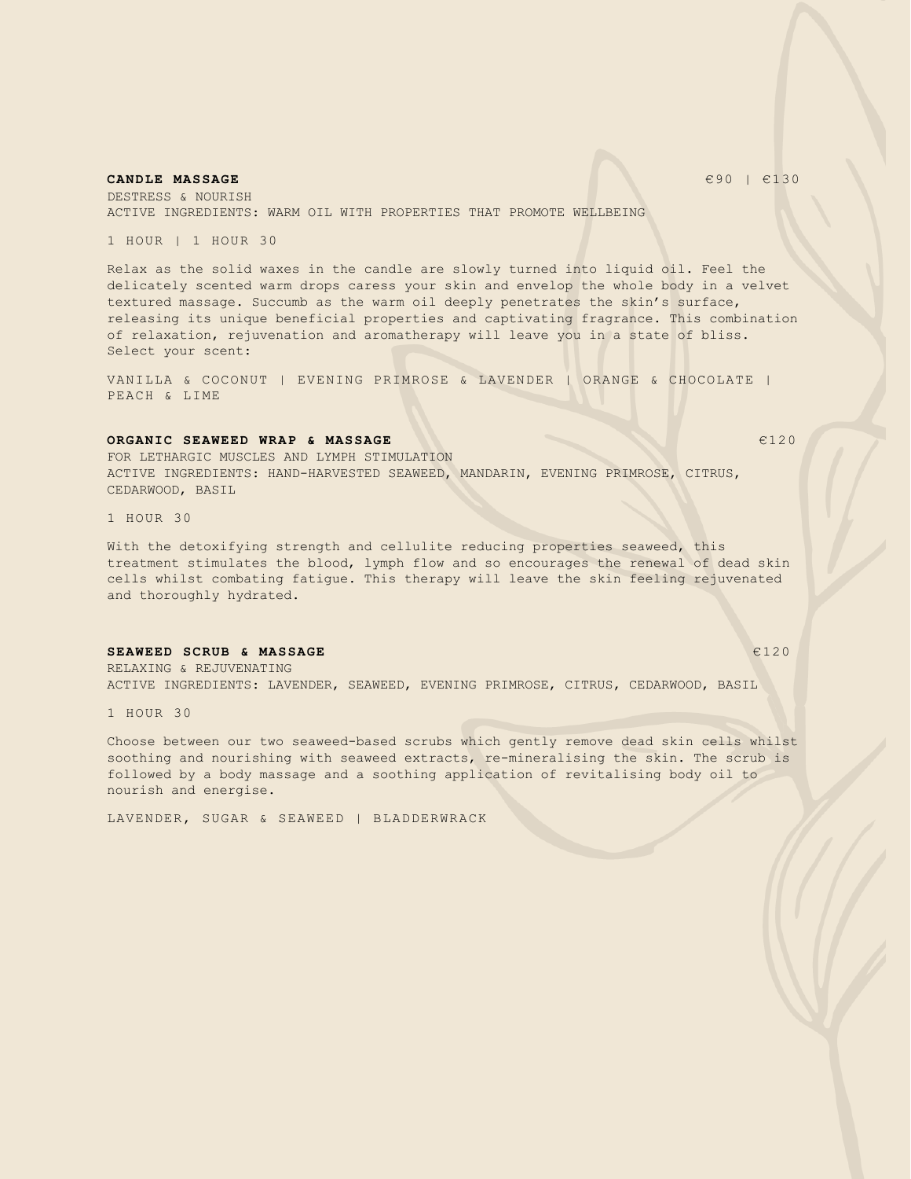## CANDLE MASSAGE

€90 | €130

DESTRESS & NOURISH
ACTIVE INGREDIENTS: WARM OIL WITH PROPERTIES THAT PROMOTE WELLBEING

1 HOUR | 1 HOUR 30

Relax as the solid waxes in the candle are slowly turned into liquid oil. Feel the delicately scented warm drops caress your skin and envelop the whole body in a velvet textured massage. Succumb as the warm oil deeply penetrates the skin's surface, releasing its unique beneficial properties and captivating fragrance. This combination of relaxation, rejuvenation and aromatherapy will leave you in a state of bliss. Select your scent:

VANILLA & COCONUT | EVENING PRIMROSE & LAVENDER | ORANGE & CHOCOLATE | PEACH & LIME

## ORGANIC SEAWEED WRAP & MASSAGE

€120

FOR LETHARGIC MUSCLES AND LYMPH STIMULATION
ACTIVE INGREDIENTS: HAND-HARVESTED SEAWEED, MANDARIN, EVENING PRIMROSE, CITRUS, CEDARWOOD, BASIL

1 HOUR 30

With the detoxifying strength and cellulite reducing properties seaweed, this treatment stimulates the blood, lymph flow and so encourages the renewal of dead skin cells whilst combating fatigue. This therapy will leave the skin feeling rejuvenated and thoroughly hydrated.

## SEAWEED SCRUB & MASSAGE

€120

RELAXING & REJUVENATING
ACTIVE INGREDIENTS: LAVENDER, SEAWEED, EVENING PRIMROSE, CITRUS, CEDARWOOD, BASIL

1 HOUR 30

Choose between our two seaweed-based scrubs which gently remove dead skin cells whilst soothing and nourishing with seaweed extracts, re-mineralising the skin. The scrub is followed by a body massage and a soothing application of revitalising body oil to nourish and energise.

LAVENDER, SUGAR & SEAWEED | BLADDERWRACK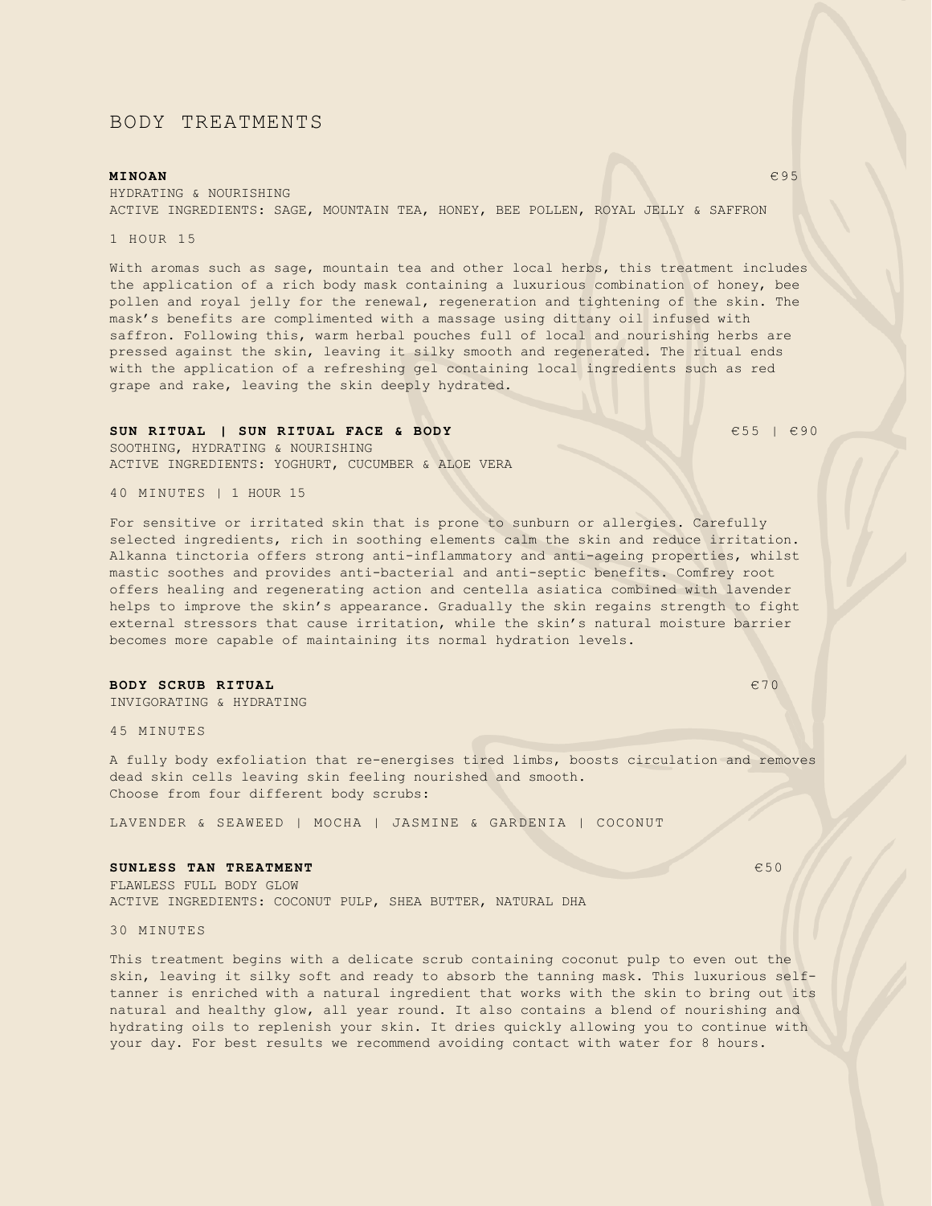# BODY TREATMENTS

**MINOAN** €95

HYDRATING & NOURISHING
ACTIVE INGREDIENTS: SAGE, MOUNTAIN TEA, HONEY, BEE POLLEN, ROYAL JELLY & SAFFRON

1 HOUR 15

With aromas such as sage, mountain tea and other local herbs, this treatment includes the application of a rich body mask containing a luxurious combination of honey, bee pollen and royal jelly for the renewal, regeneration and tightening of the skin. The mask's benefits are complimented with a massage using dittany oil infused with saffron. Following this, warm herbal pouches full of local and nourishing herbs are pressed against the skin, leaving it silky smooth and regenerated. The ritual ends with the application of a refreshing gel containing local ingredients such as red grape and rake, leaving the skin deeply hydrated.

**SUN RITUAL | SUN RITUAL FACE & BODY** €55 | €90

SOOTHING, HYDRATING & NOURISHING
ACTIVE INGREDIENTS: YOGHURT, CUCUMBER & ALOE VERA

40 MINUTES | 1 HOUR 15

For sensitive or irritated skin that is prone to sunburn or allergies. Carefully selected ingredients, rich in soothing elements calm the skin and reduce irritation. Alkanna tinctoria offers strong anti-inflammatory and anti-ageing properties, whilst mastic soothes and provides anti-bacterial and anti-septic benefits. Comfrey root offers healing and regenerating action and centella asiatica combined with lavender helps to improve the skin's appearance. Gradually the skin regains strength to fight external stressors that cause irritation, while the skin's natural moisture barrier becomes more capable of maintaining its normal hydration levels.

**BODY SCRUB RITUAL** €70

INVIGORATING & HYDRATING

45 MINUTES

A fully body exfoliation that re-energises tired limbs, boosts circulation and removes dead skin cells leaving skin feeling nourished and smooth.
Choose from four different body scrubs:

LAVENDER & SEAWEED | MOCHA | JASMINE & GARDENIA | COCONUT

**SUNLESS TAN TREATMENT** €50

FLAWLESS FULL BODY GLOW
ACTIVE INGREDIENTS: COCONUT PULP, SHEA BUTTER, NATURAL DHA

30 MINUTES

This treatment begins with a delicate scrub containing coconut pulp to even out the skin, leaving it silky soft and ready to absorb the tanning mask. This luxurious self-tanner is enriched with a natural ingredient that works with the skin to bring out its natural and healthy glow, all year round. It also contains a blend of nourishing and hydrating oils to replenish your skin. It dries quickly allowing you to continue with your day. For best results we recommend avoiding contact with water for 8 hours.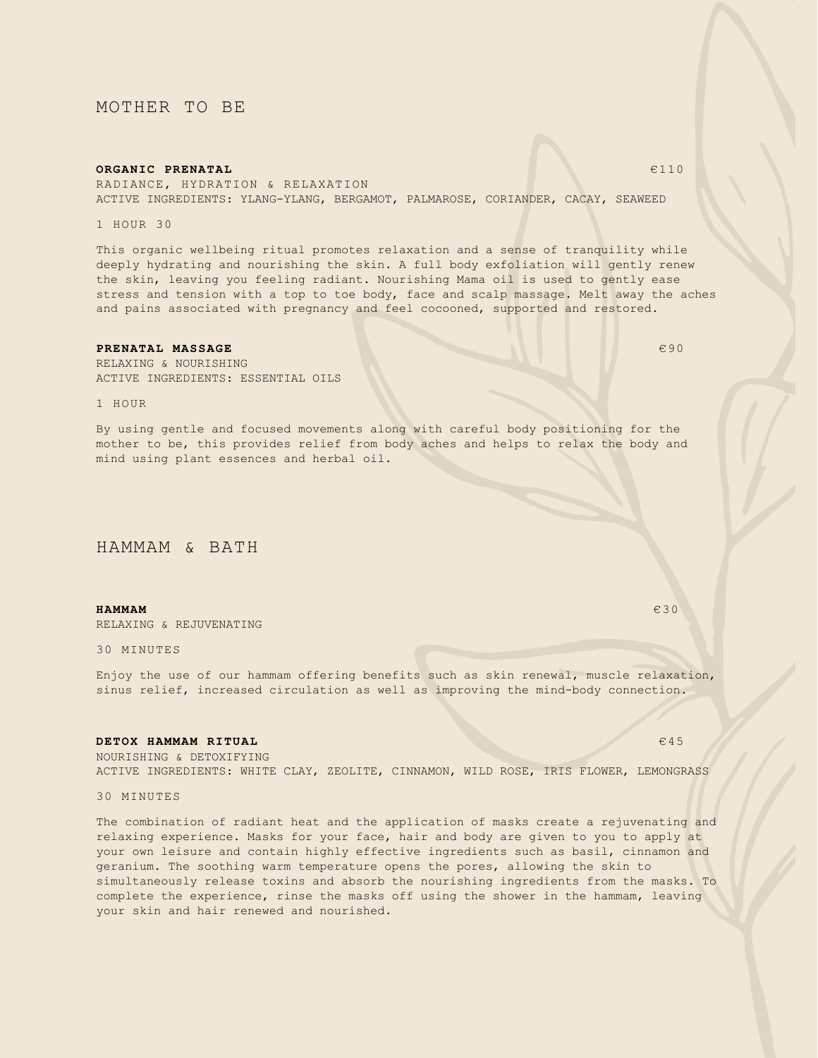## MOTHER TO BE

**ORGANIC PRENATAL** €110

RADIANCE, HYDRATION & RELAXATION

ACTIVE INGREDIENTS: YLANG-YLANG, BERGAMOT, PALMAROSE, CORIANDER, CACAY, SEAWEED

1 HOUR 30

This organic wellbeing ritual promotes relaxation and a sense of tranquility while deeply hydrating and nourishing the skin. A full body exfoliation will gently renew the skin, leaving you feeling radiant. Nourishing Mama oil is used to gently ease stress and tension with a top to toe body, face and scalp massage. Melt away the aches and pains associated with pregnancy and feel cocooned, supported and restored.

**PRENATAL MASSAGE** €90

RELAXING & NOURISHING

ACTIVE INGREDIENTS: ESSENTIAL OILS

1 HOUR

By using gentle and focused movements along with careful body positioning for the mother to be, this provides relief from body aches and helps to relax the body and mind using plant essences and herbal oil.

## HAMMAM & BATH

**HAMMAM** €30

RELAXING & REJUVENATING

30 MINUTES

Enjoy the use of our hammam offering benefits such as skin renewal, muscle relaxation, sinus relief, increased circulation as well as improving the mind-body connection.

**DETOX HAMMAM RITUAL** €45

NOURISHING & DETOXIFYING

ACTIVE INGREDIENTS: WHITE CLAY, ZEOLITE, CINNAMON, WILD ROSE, IRIS FLOWER, LEMONGRASS

30 MINUTES

The combination of radiant heat and the application of masks create a rejuvenating and relaxing experience. Masks for your face, hair and body are given to you to apply at your own leisure and contain highly effective ingredients such as basil, cinnamon and geranium. The soothing warm temperature opens the pores, allowing the skin to simultaneously release toxins and absorb the nourishing ingredients from the masks. To complete the experience, rinse the masks off using the shower in the hammam, leaving your skin and hair renewed and nourished.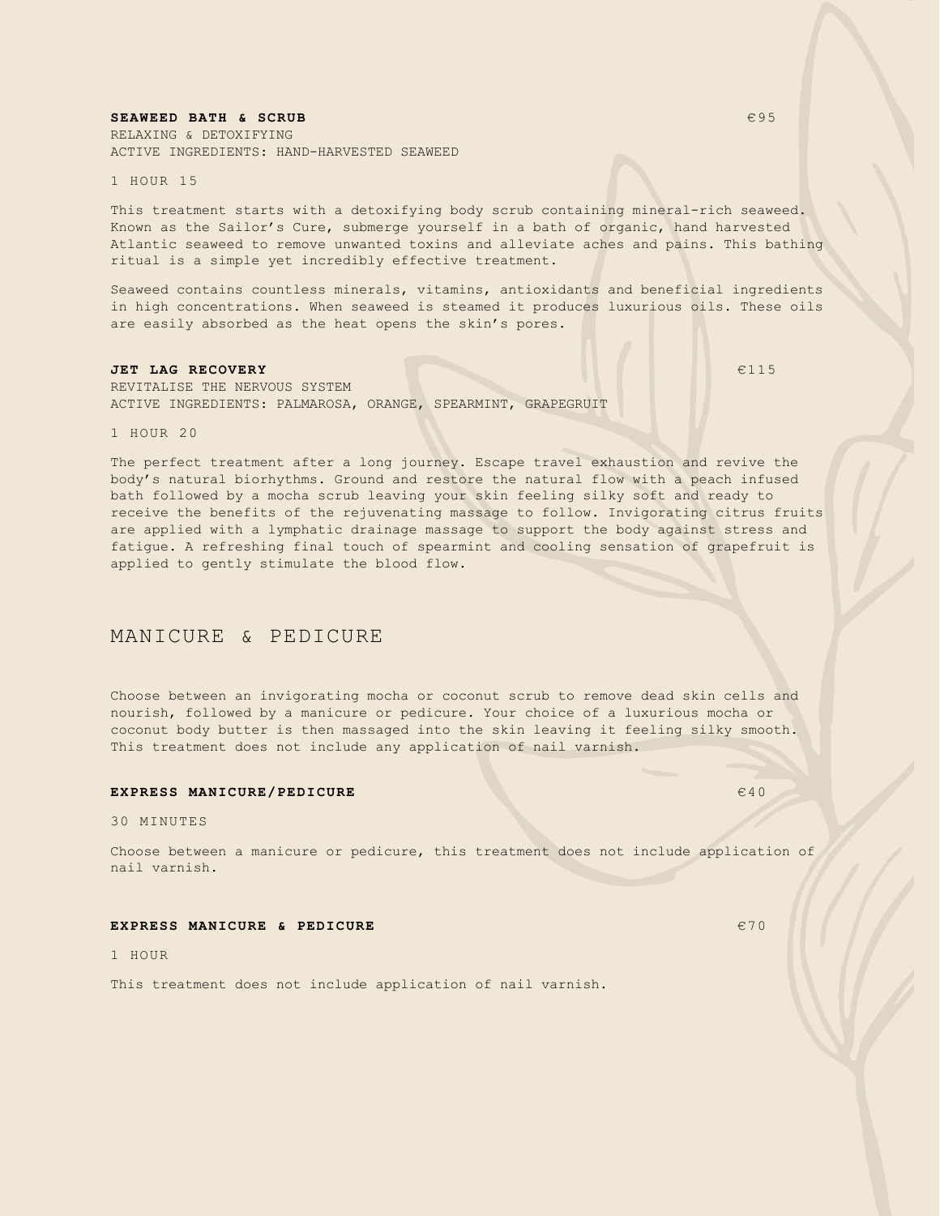**SEAWEED BATH & SCRUB** €95

RELAXING & DETOXIFYING
ACTIVE INGREDIENTS: HAND-HARVESTED SEAWEED

1 HOUR 15

This treatment starts with a detoxifying body scrub containing mineral-rich seaweed. Known as the Sailor's Cure, submerge yourself in a bath of organic, hand harvested Atlantic seaweed to remove unwanted toxins and alleviate aches and pains. This bathing ritual is a simple yet incredibly effective treatment.

Seaweed contains countless minerals, vitamins, antioxidants and beneficial ingredients in high concentrations. When seaweed is steamed it produces luxurious oils. These oils are easily absorbed as the heat opens the skin's pores.

**JET LAG RECOVERY** €115

REVITALISE THE NERVOUS SYSTEM
ACTIVE INGREDIENTS: PALMAROSA, ORANGE, SPEARMINT, GRAPEGRUIT

1 HOUR 20

The perfect treatment after a long journey. Escape travel exhaustion and revive the body's natural biorhythms. Ground and restore the natural flow with a peach infused bath followed by a mocha scrub leaving your skin feeling silky soft and ready to receive the benefits of the rejuvenating massage to follow. Invigorating citrus fruits are applied with a lymphatic drainage massage to support the body against stress and fatigue. A refreshing final touch of spearmint and cooling sensation of grapefruit is applied to gently stimulate the blood flow.

## MANICURE & PEDICURE

Choose between an invigorating mocha or coconut scrub to remove dead skin cells and nourish, followed by a manicure or pedicure. Your choice of a luxurious mocha or coconut body butter is then massaged into the skin leaving it feeling silky smooth. This treatment does not include any application of nail varnish.

**EXPRESS MANICURE/PEDICURE** €40

30 MINUTES

Choose between a manicure or pedicure, this treatment does not include application of nail varnish.

**EXPRESS MANICURE & PEDICURE** €70

1 HOUR

This treatment does not include application of nail varnish.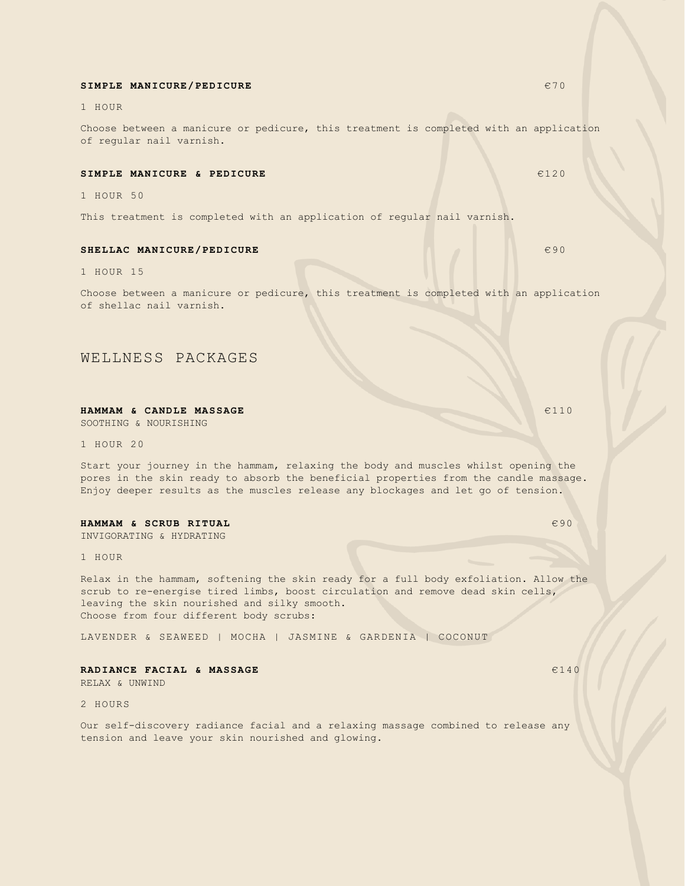**SIMPLE MANICURE/PEDICURE** €70

1 HOUR

Choose between a manicure or pedicure, this treatment is completed with an application of regular nail varnish.

**SIMPLE MANICURE & PEDICURE** €120

1 HOUR 50

This treatment is completed with an application of regular nail varnish.

**SHELLAC MANICURE/PEDICURE** €90

1 HOUR 15

Choose between a manicure or pedicure, this treatment is completed with an application of shellac nail varnish.

## WELLNESS PACKAGES

**HAMMAM & CANDLE MASSAGE** €110

SOOTHING & NOURISHING

1 HOUR 20

Start your journey in the hammam, relaxing the body and muscles whilst opening the pores in the skin ready to absorb the beneficial properties from the candle massage. Enjoy deeper results as the muscles release any blockages and let go of tension.

**HAMMAM & SCRUB RITUAL** €90

INVIGORATING & HYDRATING

1 HOUR

Relax in the hammam, softening the skin ready for a full body exfoliation. Allow the scrub to re-energise tired limbs, boost circulation and remove dead skin cells, leaving the skin nourished and silky smooth.
Choose from four different body scrubs:

LAVENDER & SEAWEED | MOCHA | JASMINE & GARDENIA | COCONUT

**RADIANCE FACIAL & MASSAGE** €140

RELAX & UNWIND

2 HOURS

Our self-discovery radiance facial and a relaxing massage combined to release any tension and leave your skin nourished and glowing.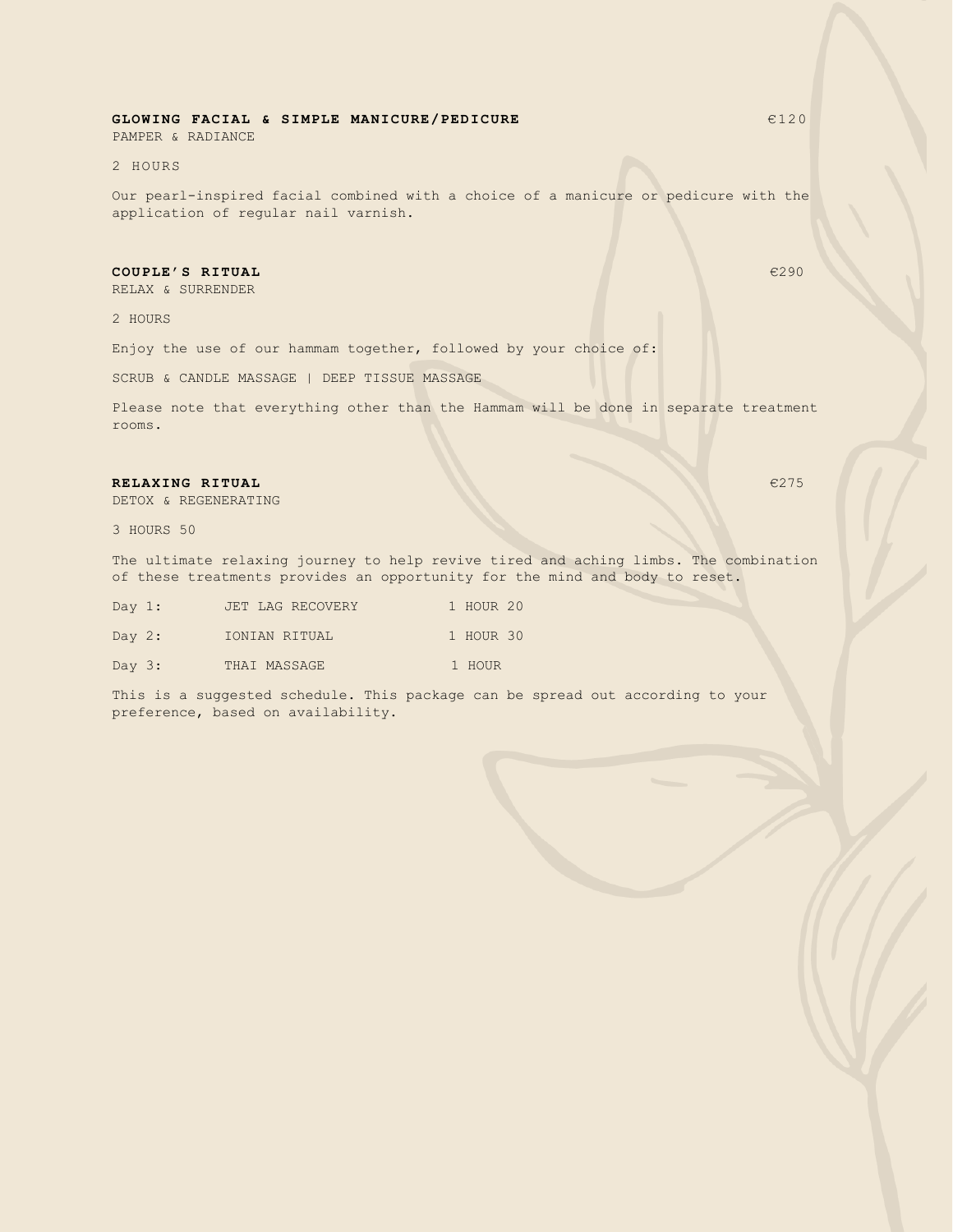### GLOWING FACIAL & SIMPLE MANICURE/PEDICURE — €120

PAMPER & RADIANCE

2 HOURS

Our pearl-inspired facial combined with a choice of a manicure or pedicure with the application of regular nail varnish.

### COUPLE'S RITUAL — €290

RELAX & SURRENDER

2 HOURS

Enjoy the use of our hammam together, followed by your choice of:

SCRUB & CANDLE MASSAGE | DEEP TISSUE MASSAGE

Please note that everything other than the Hammam will be done in separate treatment rooms.

### RELAXING RITUAL — €275

DETOX & REGENERATING

3 HOURS 50

The ultimate relaxing journey to help revive tired and aching limbs. The combination of these treatments provides an opportunity for the mind and body to reset.

| | | |
|---|---|---|
| Day 1: | JET LAG RECOVERY | 1 HOUR 20 |
| Day 2: | IONIAN RITUAL | 1 HOUR 30 |
| Day 3: | THAI MASSAGE | 1 HOUR |

This is a suggested schedule. This package can be spread out according to your preference, based on availability.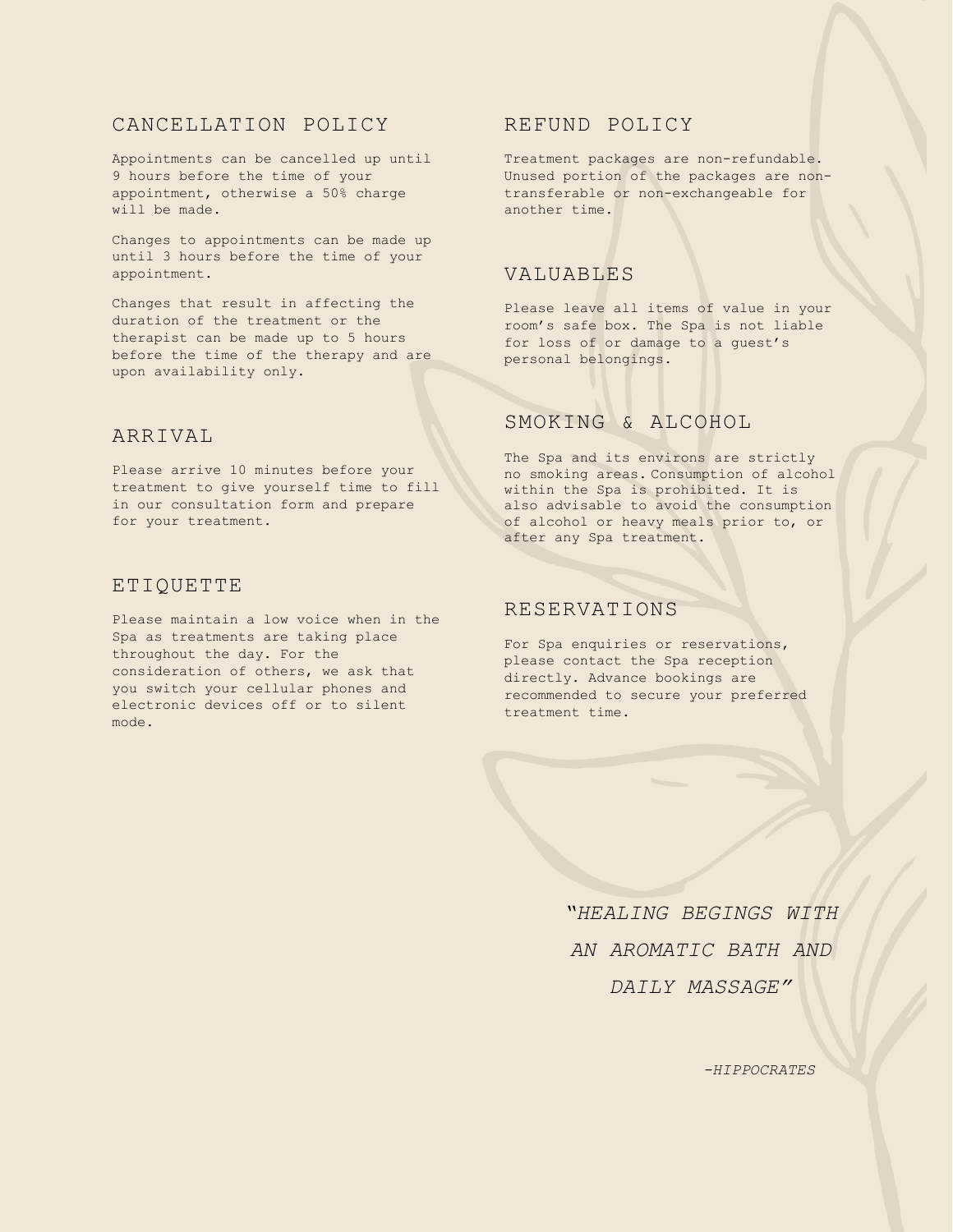## CANCELLATION POLICY

Appointments can be cancelled up until 9 hours before the time of your appointment, otherwise a 50% charge will be made.

Changes to appointments can be made up until 3 hours before the time of your appointment.

Changes that result in affecting the duration of the treatment or the therapist can be made up to 5 hours before the time of the therapy and are upon availability only.

## ARRIVAL

Please arrive 10 minutes before your treatment to give yourself time to fill in our consultation form and prepare for your treatment.

## ETIQUETTE

Please maintain a low voice when in the Spa as treatments are taking place throughout the day. For the consideration of others, we ask that you switch your cellular phones and electronic devices off or to silent mode.

## REFUND POLICY

Treatment packages are non-refundable. Unused portion of the packages are non-transferable or non-exchangeable for another time.

## VALUABLES

Please leave all items of value in your room's safe box. The Spa is not liable for loss of or damage to a guest's personal belongings.

## SMOKING & ALCOHOL

The Spa and its environs are strictly no smoking areas. Consumption of alcohol within the Spa is prohibited. It is also advisable to avoid the consumption of alcohol or heavy meals prior to, or after any Spa treatment.

## RESERVATIONS

For Spa enquiries or reservations, please contact the Spa reception directly. Advance bookings are recommended to secure your preferred treatment time.

*"HEALING BEGINGS WITH AN AROMATIC BATH AND DAILY MASSAGE"*

*-HIPPOCRATES*